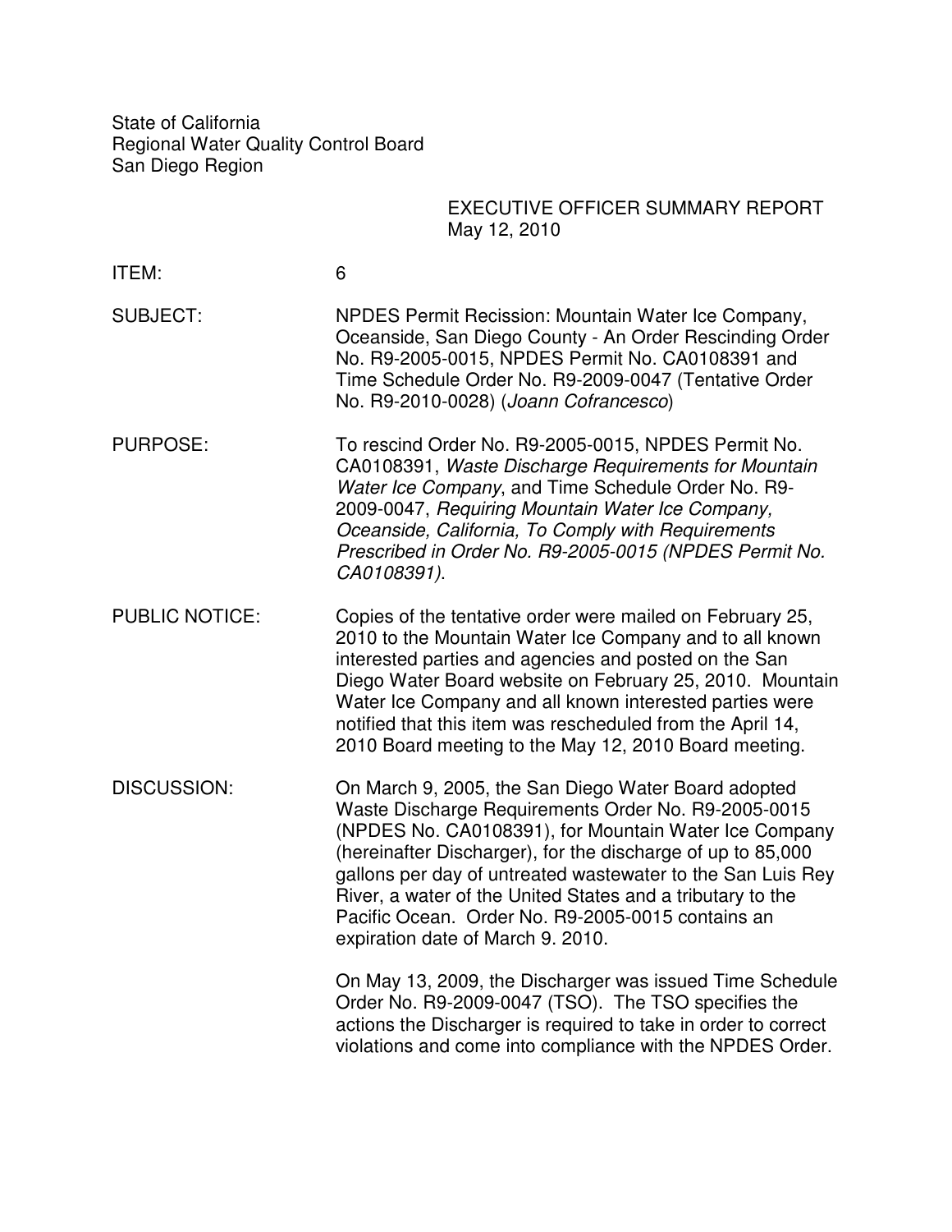State of California
Regional Water Quality Control Board
San Diego Region

EXECUTIVE OFFICER SUMMARY REPORT
May 12, 2010

ITEM: 6

SUBJECT: NPDES Permit Recission: Mountain Water Ice Company, Oceanside, San Diego County - An Order Rescinding Order No. R9-2005-0015, NPDES Permit No. CA0108391 and Time Schedule Order No. R9-2009-0047 (Tentative Order No. R9-2010-0028) (*Joann Cofrancesco*)

PURPOSE: To rescind Order No. R9-2005-0015, NPDES Permit No. CA0108391, *Waste Discharge Requirements for Mountain Water Ice Company*, and Time Schedule Order No. R9-2009-0047, *Requiring Mountain Water Ice Company, Oceanside, California, To Comply with Requirements Prescribed in Order No. R9-2005-0015 (NPDES Permit No. CA0108391)*.

PUBLIC NOTICE: Copies of the tentative order were mailed on February 25, 2010 to the Mountain Water Ice Company and to all known interested parties and agencies and posted on the San Diego Water Board website on February 25, 2010. Mountain Water Ice Company and all known interested parties were notified that this item was rescheduled from the April 14, 2010 Board meeting to the May 12, 2010 Board meeting.

DISCUSSION: On March 9, 2005, the San Diego Water Board adopted Waste Discharge Requirements Order No. R9-2005-0015 (NPDES No. CA0108391), for Mountain Water Ice Company (hereinafter Discharger), for the discharge of up to 85,000 gallons per day of untreated wastewater to the San Luis Rey River, a water of the United States and a tributary to the Pacific Ocean. Order No. R9-2005-0015 contains an expiration date of March 9. 2010.

On May 13, 2009, the Discharger was issued Time Schedule Order No. R9-2009-0047 (TSO). The TSO specifies the actions the Discharger is required to take in order to correct violations and come into compliance with the NPDES Order.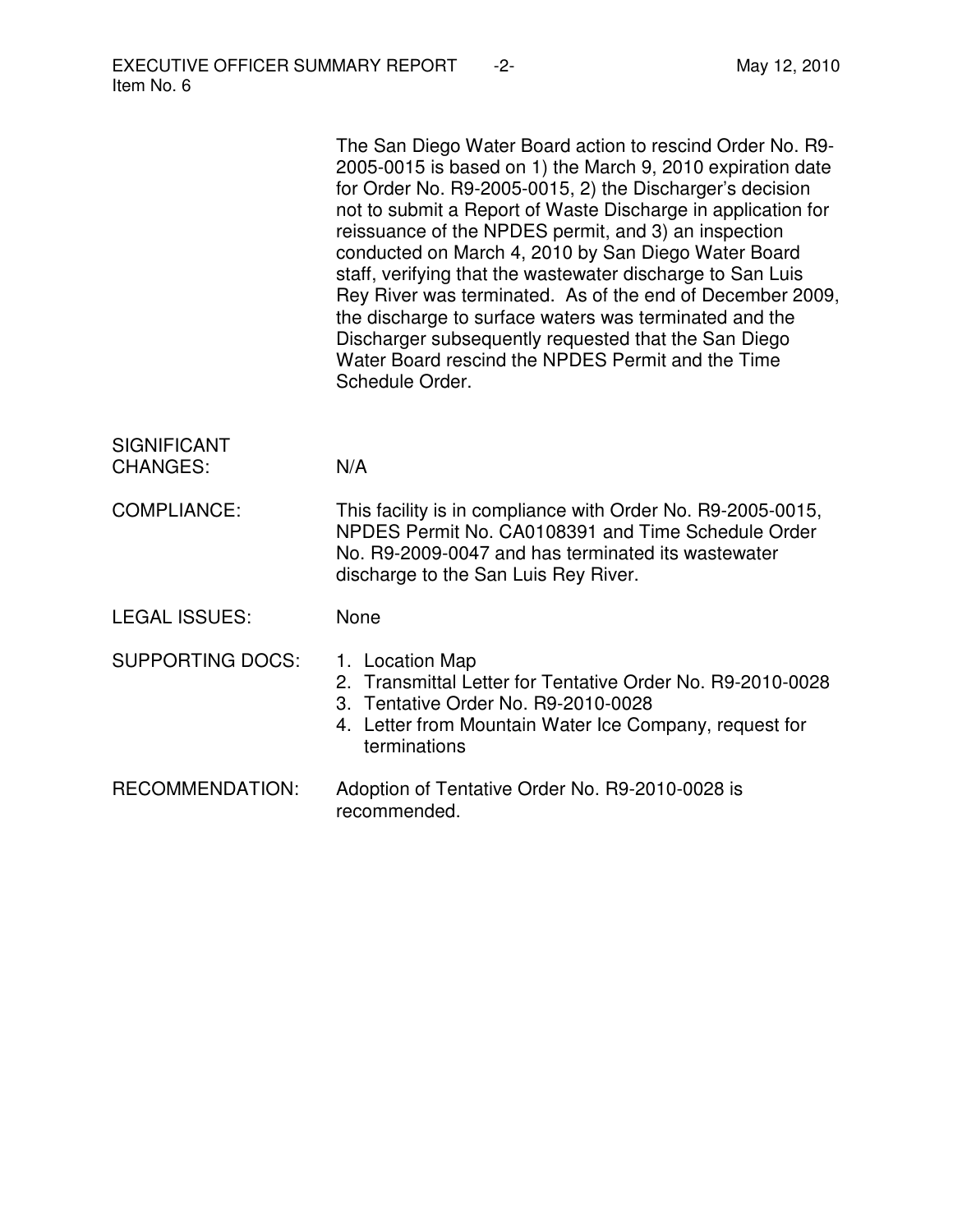The San Diego Water Board action to rescind Order No. R9-2005-0015 is based on 1) the March 9, 2010 expiration date for Order No. R9-2005-0015, 2) the Discharger's decision not to submit a Report of Waste Discharge in application for reissuance of the NPDES permit, and 3) an inspection conducted on March 4, 2010 by San Diego Water Board staff, verifying that the wastewater discharge to San Luis Rey River was terminated. As of the end of December 2009, the discharge to surface waters was terminated and the Discharger subsequently requested that the San Diego Water Board rescind the NPDES Permit and the Time Schedule Order.

**SIGNIFICANT CHANGES:** N/A

**COMPLIANCE:** This facility is in compliance with Order No. R9-2005-0015, NPDES Permit No. CA0108391 and Time Schedule Order No. R9-2009-0047 and has terminated its wastewater discharge to the San Luis Rey River.

**LEGAL ISSUES:** None

**SUPPORTING DOCS:**

1. Location Map
2. Transmittal Letter for Tentative Order No. R9-2010-0028
3. Tentative Order No. R9-2010-0028
4. Letter from Mountain Water Ice Company, request for terminations

**RECOMMENDATION:** Adoption of Tentative Order No. R9-2010-0028 is recommended.